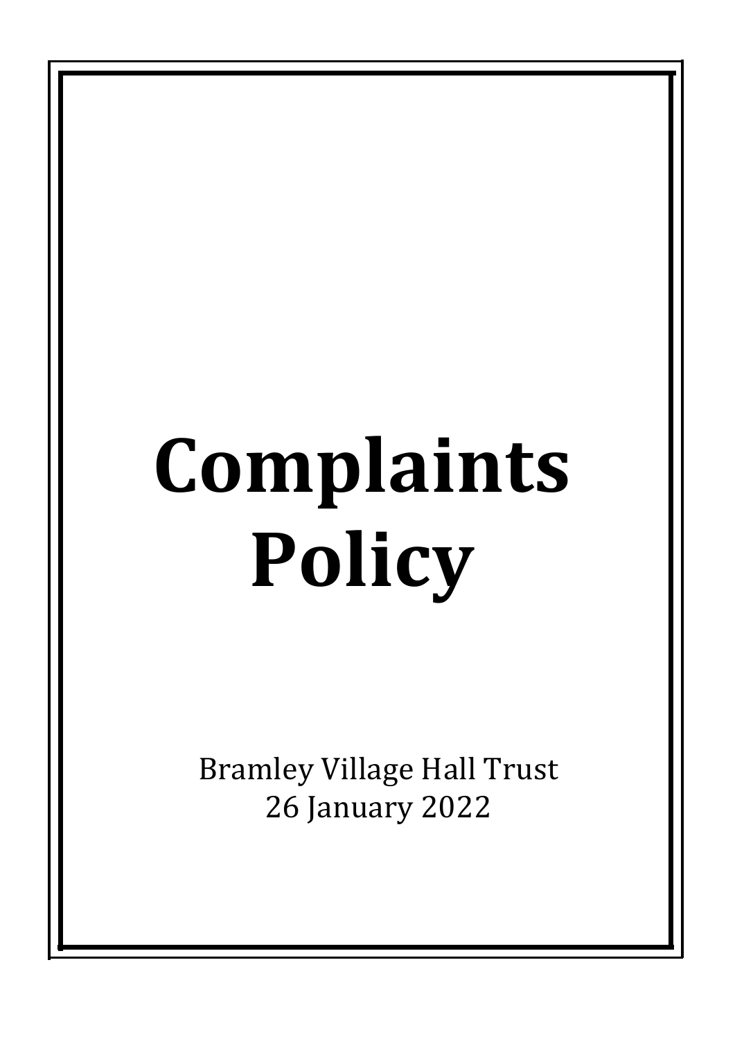# Complaints Policy

Bramley Village Hall Trust
26 January 2022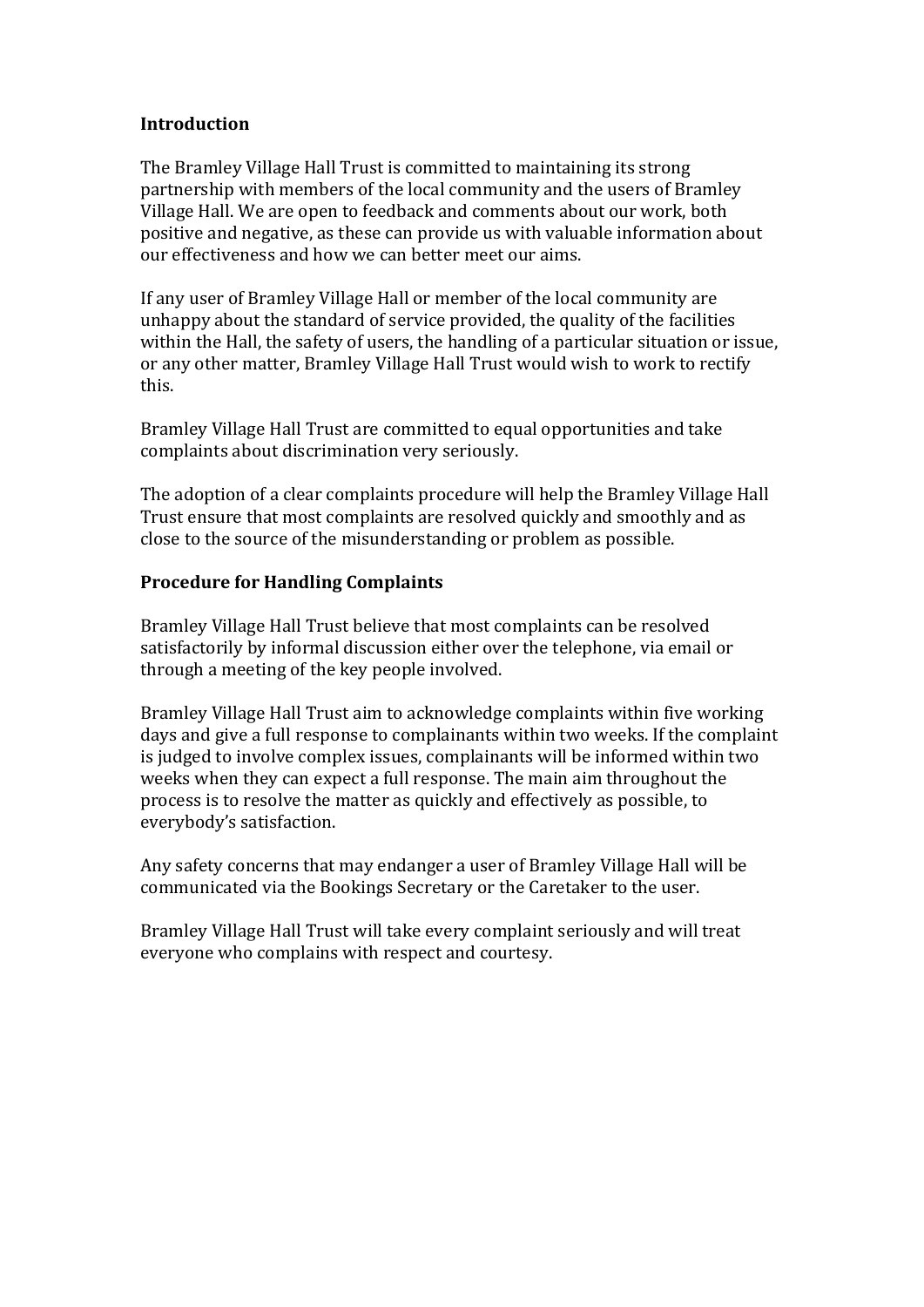**Introduction**

The Bramley Village Hall Trust is committed to maintaining its strong partnership with members of the local community and the users of Bramley Village Hall. We are open to feedback and comments about our work, both positive and negative, as these can provide us with valuable information about our effectiveness and how we can better meet our aims.

If any user of Bramley Village Hall or member of the local community are unhappy about the standard of service provided, the quality of the facilities within the Hall, the safety of users, the handling of a particular situation or issue, or any other matter, Bramley Village Hall Trust would wish to work to rectify this.

Bramley Village Hall Trust are committed to equal opportunities and take complaints about discrimination very seriously.

The adoption of a clear complaints procedure will help the Bramley Village Hall Trust ensure that most complaints are resolved quickly and smoothly and as close to the source of the misunderstanding or problem as possible.

**Procedure for Handling Complaints**

Bramley Village Hall Trust believe that most complaints can be resolved satisfactorily by informal discussion either over the telephone, via email or through a meeting of the key people involved.

Bramley Village Hall Trust aim to acknowledge complaints within five working days and give a full response to complainants within two weeks. If the complaint is judged to involve complex issues, complainants will be informed within two weeks when they can expect a full response. The main aim throughout the process is to resolve the matter as quickly and effectively as possible, to everybody's satisfaction.

Any safety concerns that may endanger a user of Bramley Village Hall will be communicated via the Bookings Secretary or the Caretaker to the user.

Bramley Village Hall Trust will take every complaint seriously and will treat everyone who complains with respect and courtesy.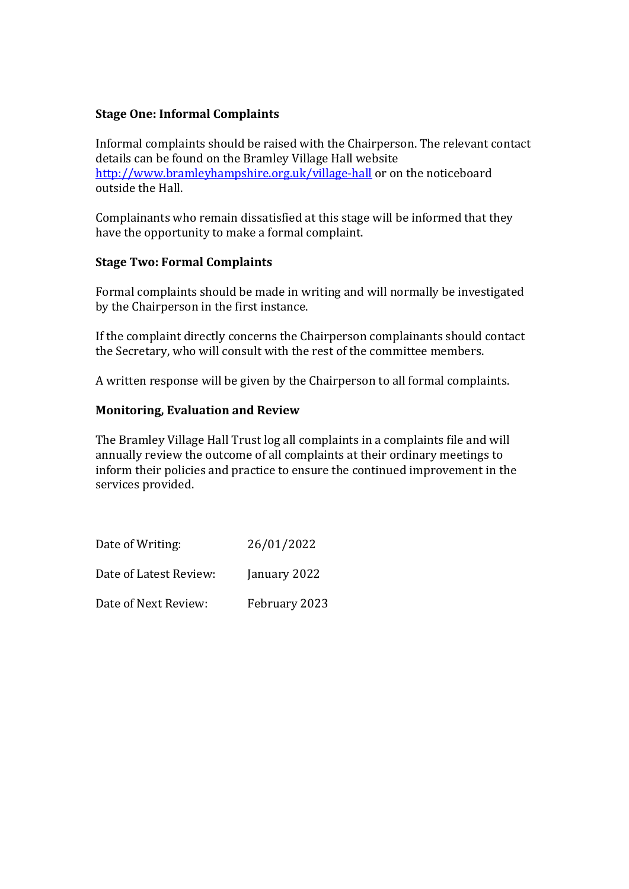**Stage One: Informal Complaints**

Informal complaints should be raised with the Chairperson. The relevant contact details can be found on the Bramley Village Hall website http://www.bramleyhampshire.org.uk/village-hall or on the noticeboard outside the Hall.

Complainants who remain dissatisfied at this stage will be informed that they have the opportunity to make a formal complaint.

**Stage Two: Formal Complaints**

Formal complaints should be made in writing and will normally be investigated by the Chairperson in the first instance.

If the complaint directly concerns the Chairperson complainants should contact the Secretary, who will consult with the rest of the committee members.

A written response will be given by the Chairperson to all formal complaints.

**Monitoring, Evaluation and Review**

The Bramley Village Hall Trust log all complaints in a complaints file and will annually review the outcome of all complaints at their ordinary meetings to inform their policies and practice to ensure the continued improvement in the services provided.

| | |
|---|---|
| Date of Writing: | 26/01/2022 |
| Date of Latest Review: | January 2022 |
| Date of Next Review: | February 2023 |